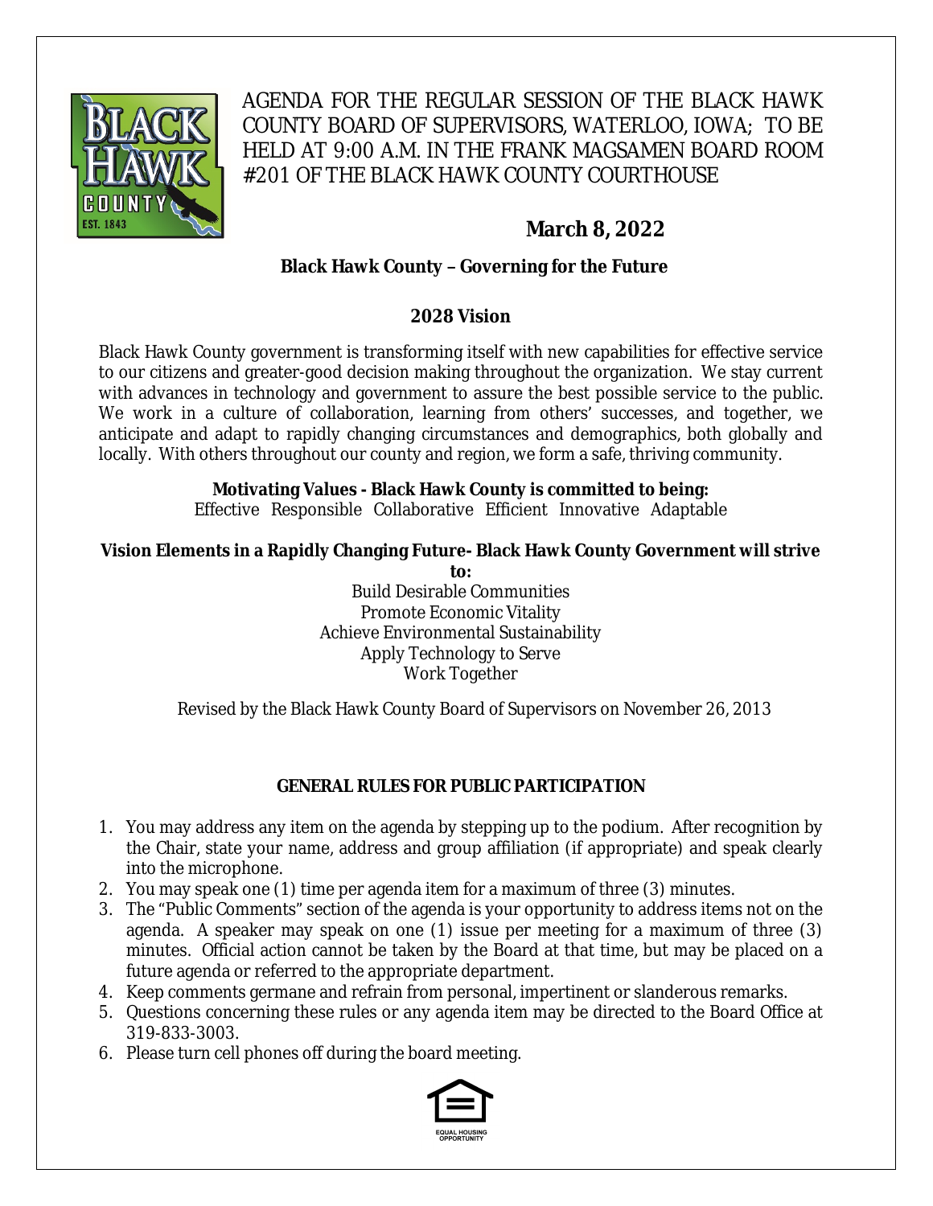# AGENDA FOR THE REGULAR SESSION OF THE BLACK HAWK COUNTY BOARD OF SUPERVISORS, WATERLOO, IOWA; TO BE HELD AT 9:00 A.M. IN THE FRANK MAGSAMEN BOARD ROOM #201 OF THE BLACK HAWK COUNTY COURTHOUSE

**March 8, 2022**

**Black Hawk County – Governing for the Future**

## 2028 Vision

Black Hawk County government is transforming itself with new capabilities for effective service to our citizens and greater-good decision making throughout the organization. We stay current with advances in technology and government to assure the best possible service to the public. We work in a culture of collaboration, learning from others' successes, and together, we anticipate and adapt to rapidly changing circumstances and demographics, both globally and locally. With others throughout our county and region, we form a safe, thriving community.

**Motivating Values - Black Hawk County is committed to being:**
Effective Responsible Collaborative Efficient Innovative Adaptable

**Vision Elements in a Rapidly Changing Future- Black Hawk County Government will strive to:**

Build Desirable Communities
Promote Economic Vitality
Achieve Environmental Sustainability
Apply Technology to Serve
Work Together

Revised by the Black Hawk County Board of Supervisors on November 26, 2013

## GENERAL RULES FOR PUBLIC PARTICIPATION

1. You may address any item on the agenda by stepping up to the podium. After recognition by the Chair, state your name, address and group affiliation (if appropriate) and speak clearly into the microphone.
2. You may speak one (1) time per agenda item for a maximum of three (3) minutes.
3. The "Public Comments" section of the agenda is your opportunity to address items not on the agenda. A speaker may speak on one (1) issue per meeting for a maximum of three (3) minutes. Official action cannot be taken by the Board at that time, but may be placed on a future agenda or referred to the appropriate department.
4. Keep comments germane and refrain from personal, impertinent or slanderous remarks.
5. Questions concerning these rules or any agenda item may be directed to the Board Office at 319-833-3003.
6. Please turn cell phones off during the board meeting.

EQUAL HOUSING OPPORTUNITY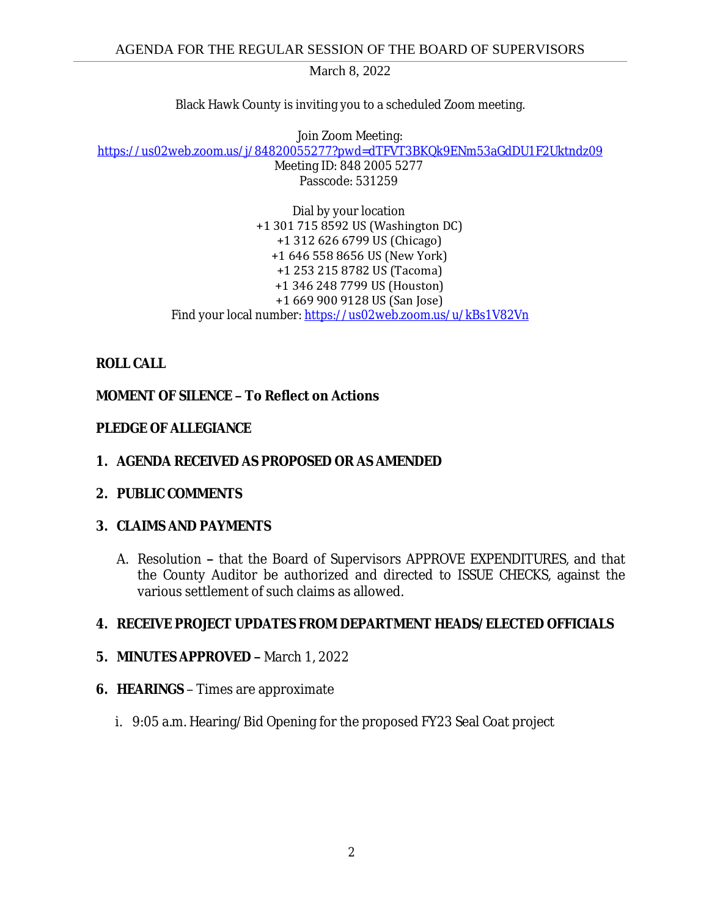# AGENDA FOR THE REGULAR SESSION OF THE BOARD OF SUPERVISORS

March 8, 2022

Black Hawk County is inviting you to a scheduled Zoom meeting.

Join Zoom Meeting:
https://us02web.zoom.us/j/84820055277?pwd=dTFVT3BKQk9ENm53aGdDU1F2Uktndz09
Meeting ID: 848 2005 5277
Passcode: 531259

Dial by your location
+1 301 715 8592 US (Washington DC)
+1 312 626 6799 US (Chicago)
+1 646 558 8656 US (New York)
+1 253 215 8782 US (Tacoma)
+1 346 248 7799 US (Houston)
+1 669 900 9128 US (San Jose)
Find your local number: https://us02web.zoom.us/u/kBs1V82Vn

**ROLL CALL**

**MOMENT OF SILENCE – To Reflect on Actions**

**PLEDGE OF ALLEGIANCE**

1. **AGENDA RECEIVED AS PROPOSED OR AS AMENDED**
2. **PUBLIC COMMENTS**
3. **CLAIMS AND PAYMENTS**

   A. Resolution **–** that the Board of Supervisors APPROVE EXPENDITURES, and that the County Auditor be authorized and directed to ISSUE CHECKS, against the various settlement of such claims as allowed.

4. **RECEIVE PROJECT UPDATES FROM DEPARTMENT HEADS/ELECTED OFFICIALS**
5. **MINUTES APPROVED –** March 1, 2022
6. **HEARINGS** – Times are approximate

   i. 9:05 a.m. Hearing/Bid Opening for the proposed FY23 Seal Coat project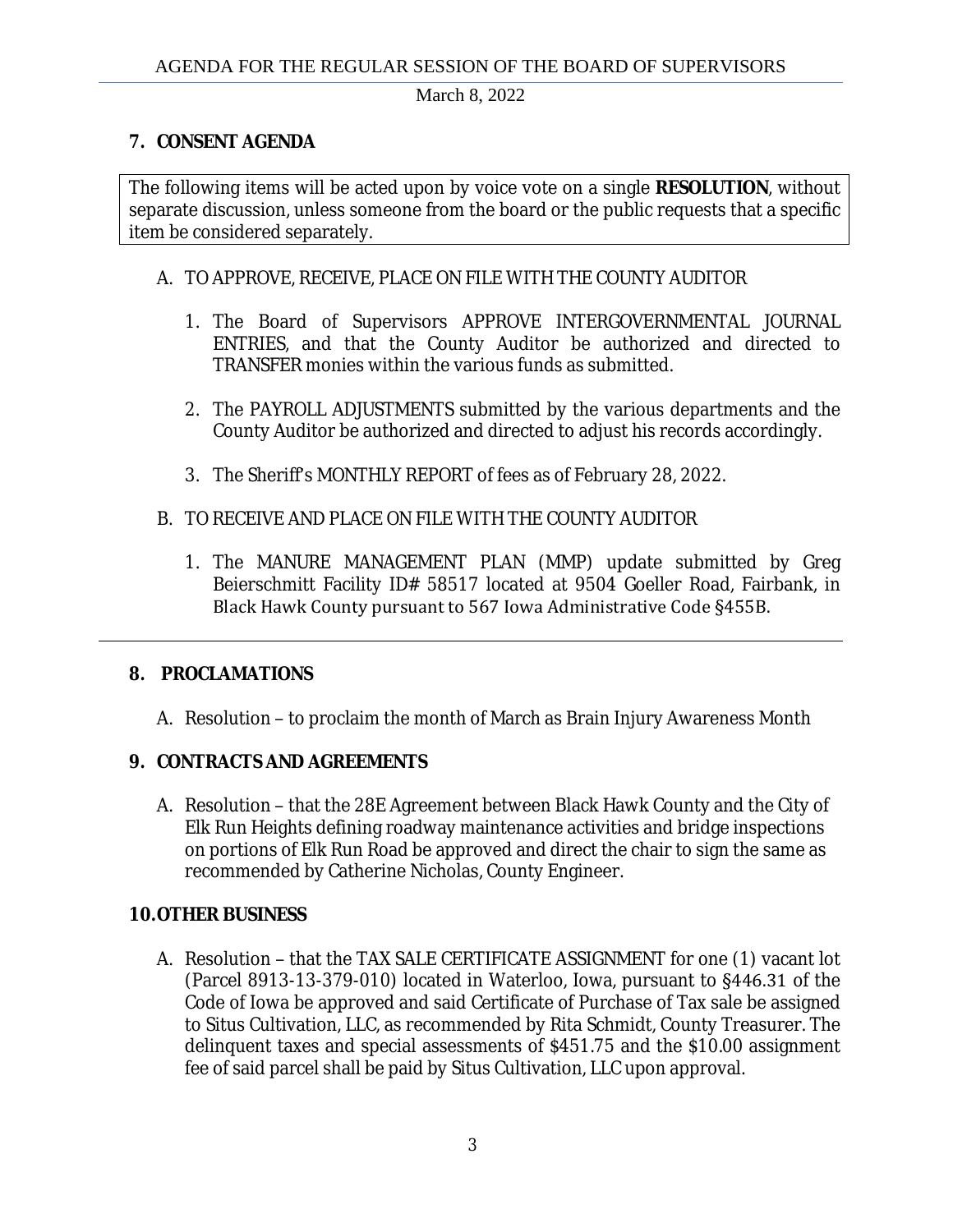## 7. CONSENT AGENDA

The following items will be acted upon by voice vote on a single **RESOLUTION**, without separate discussion, unless someone from the board or the public requests that a specific item be considered separately.

A. TO APPROVE, RECEIVE, PLACE ON FILE WITH THE COUNTY AUDITOR

1. The Board of Supervisors APPROVE INTERGOVERNMENTAL JOURNAL ENTRIES, and that the County Auditor be authorized and directed to TRANSFER monies within the various funds as submitted.

2. The PAYROLL ADJUSTMENTS submitted by the various departments and the County Auditor be authorized and directed to adjust his records accordingly.

3. The Sheriff's MONTHLY REPORT of fees as of February 28, 2022.

B. TO RECEIVE AND PLACE ON FILE WITH THE COUNTY AUDITOR

1. The MANURE MANAGEMENT PLAN (MMP) update submitted by Greg Beierschmitt Facility ID# 58517 located at 9504 Goeller Road, Fairbank, in Black Hawk County pursuant to 567 Iowa Administrative Code §455B.

---

## 8. PROCLAMATIONS

A. Resolution – to proclaim the month of March as Brain Injury Awareness Month

## 9. CONTRACTS AND AGREEMENTS

A. Resolution – that the 28E Agreement between Black Hawk County and the City of Elk Run Heights defining roadway maintenance activities and bridge inspections on portions of Elk Run Road be approved and direct the chair to sign the same as recommended by Catherine Nicholas, County Engineer.

## 10. OTHER BUSINESS

A. Resolution – that the TAX SALE CERTIFICATE ASSIGNMENT for one (1) vacant lot (Parcel 8913-13-379-010) located in Waterloo, Iowa, pursuant to §446.31 of the Code of Iowa be approved and said Certificate of Purchase of Tax sale be assigned to Situs Cultivation, LLC, as recommended by Rita Schmidt, County Treasurer. The delinquent taxes and special assessments of $451.75 and the $10.00 assignment fee of said parcel shall be paid by Situs Cultivation, LLC upon approval.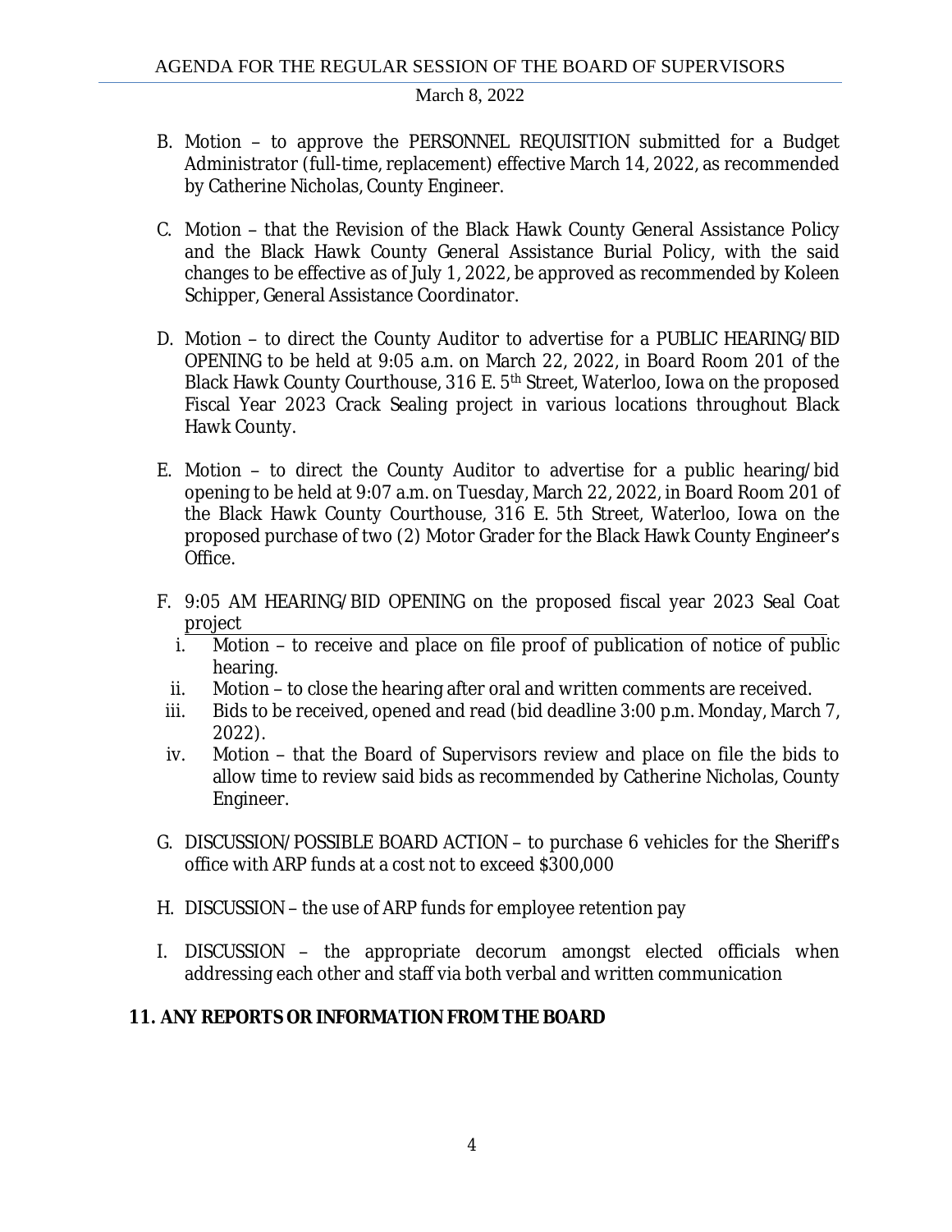B. Motion – to approve the PERSONNEL REQUISITION submitted for a Budget Administrator (full-time, replacement) effective March 14, 2022, as recommended by Catherine Nicholas, County Engineer.

C. Motion – that the Revision of the Black Hawk County General Assistance Policy and the Black Hawk County General Assistance Burial Policy, with the said changes to be effective as of July 1, 2022, be approved as recommended by Koleen Schipper, General Assistance Coordinator.

D. Motion – to direct the County Auditor to advertise for a PUBLIC HEARING/BID OPENING to be held at 9:05 a.m. on March 22, 2022, in Board Room 201 of the Black Hawk County Courthouse, 316 E. 5th Street, Waterloo, Iowa on the proposed Fiscal Year 2023 Crack Sealing project in various locations throughout Black Hawk County.

E. Motion – to direct the County Auditor to advertise for a public hearing/bid opening to be held at 9:07 a.m. on Tuesday, March 22, 2022, in Board Room 201 of the Black Hawk County Courthouse, 316 E. 5th Street, Waterloo, Iowa on the proposed purchase of two (2) Motor Grader for the Black Hawk County Engineer's Office.

F. 9:05 AM HEARING/BID OPENING on the proposed fiscal year 2023 Seal Coat project
   i. Motion – to receive and place on file proof of publication of notice of public hearing.
   ii. Motion – to close the hearing after oral and written comments are received.
   iii. Bids to be received, opened and read (bid deadline 3:00 p.m. Monday, March 7, 2022).
   iv. Motion – that the Board of Supervisors review and place on file the bids to allow time to review said bids as recommended by Catherine Nicholas, County Engineer.

G. DISCUSSION/POSSIBLE BOARD ACTION – to purchase 6 vehicles for the Sheriff's office with ARP funds at a cost not to exceed $300,000

H. DISCUSSION – the use of ARP funds for employee retention pay

I. DISCUSSION – the appropriate decorum amongst elected officials when addressing each other and staff via both verbal and written communication

**11. ANY REPORTS OR INFORMATION FROM THE BOARD**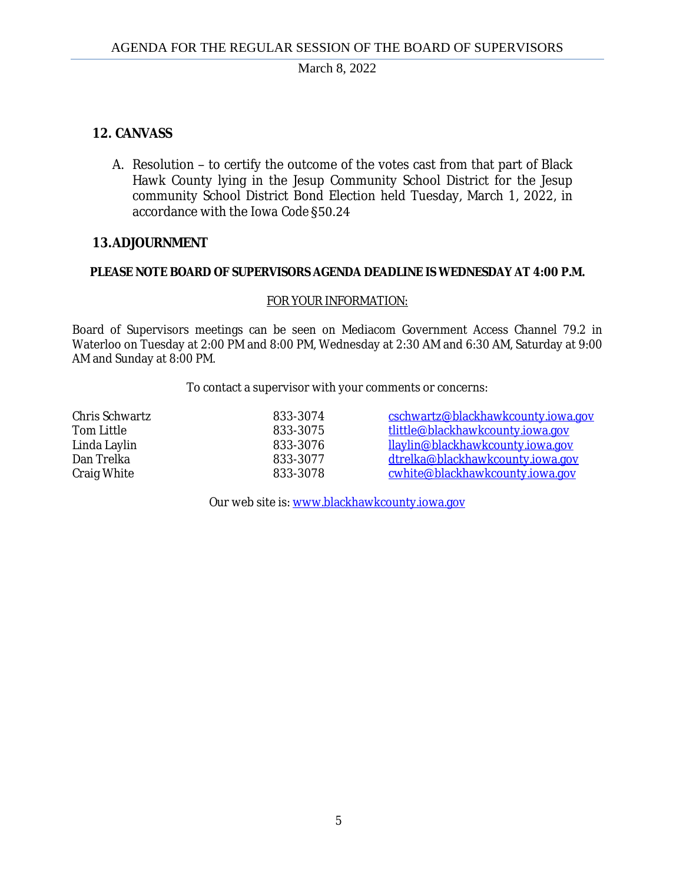## 12. CANVASS

A. Resolution – to certify the outcome of the votes cast from that part of Black Hawk County lying in the Jesup Community School District for the Jesup community School District Bond Election held Tuesday, March 1, 2022, in accordance with the Iowa Code §50.24

## 13. ADJOURNMENT

**PLEASE NOTE BOARD OF SUPERVISORS AGENDA DEADLINE IS WEDNESDAY AT 4:00 P.M.**

FOR YOUR INFORMATION:

Board of Supervisors meetings can be seen on Mediacom Government Access Channel 79.2 in Waterloo on Tuesday at 2:00 PM and 8:00 PM, Wednesday at 2:30 AM and 6:30 AM, Saturday at 9:00 AM and Sunday at 8:00 PM.

To contact a supervisor with your comments or concerns:

| | | |
|---|---|---|
| Chris Schwartz | 833-3074 | cschwartz@blackhawkcounty.iowa.gov |
| Tom Little | 833-3075 | tlittle@blackhawkcounty.iowa.gov |
| Linda Laylin | 833-3076 | llaylin@blackhawkcounty.iowa.gov |
| Dan Trelka | 833-3077 | dtrelka@blackhawkcounty.iowa.gov |
| Craig White | 833-3078 | cwhite@blackhawkcounty.iowa.gov |

Our web site is: www.blackhawkcounty.iowa.gov